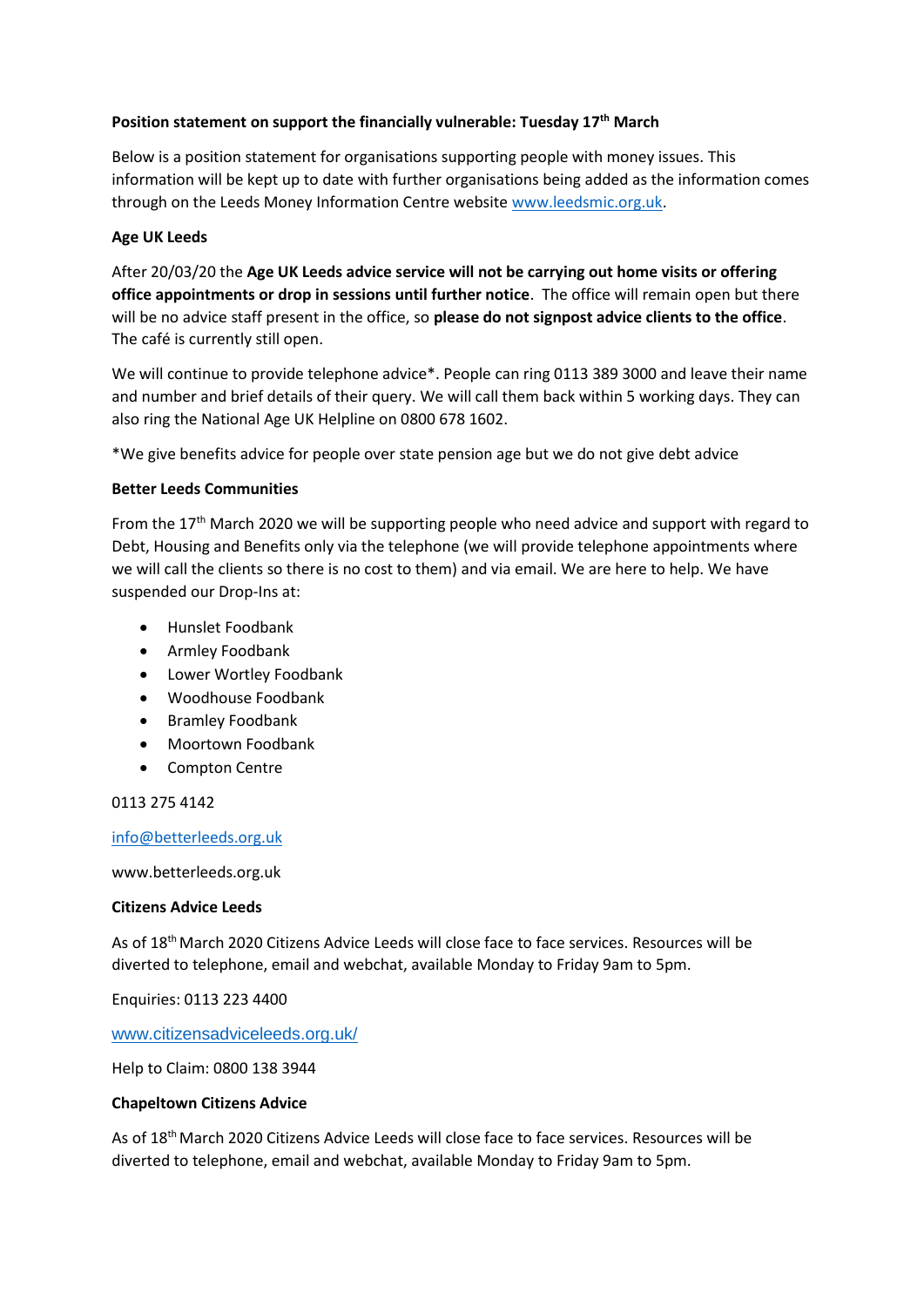**Position statement on support the financially vulnerable: Tuesday 17th March**

Below is a position statement for organisations supporting people with money issues. This information will be kept up to date with further organisations being added as the information comes through on the Leeds Money Information Centre website www.leedsmic.org.uk.

**Age UK Leeds**

After 20/03/20 the **Age UK Leeds advice service will not be carrying out home visits or offering office appointments or drop in sessions until further notice**. The office will remain open but there will be no advice staff present in the office, so **please do not signpost advice clients to the office**. The café is currently still open.

We will continue to provide telephone advice*. People can ring 0113 389 3000 and leave their name and number and brief details of their query. We will call them back within 5 working days. They can also ring the National Age UK Helpline on 0800 678 1602.

*We give benefits advice for people over state pension age but we do not give debt advice

**Better Leeds Communities**

From the 17th March 2020 we will be supporting people who need advice and support with regard to Debt, Housing and Benefits only via the telephone (we will provide telephone appointments where we will call the clients so there is no cost to them) and via email. We are here to help. We have suspended our Drop-Ins at:

- Hunslet Foodbank
- Armley Foodbank
- Lower Wortley Foodbank
- Woodhouse Foodbank
- Bramley Foodbank
- Moortown Foodbank
- Compton Centre

0113 275 4142

info@betterleeds.org.uk

www.betterleeds.org.uk

**Citizens Advice Leeds**

As of 18th March 2020 Citizens Advice Leeds will close face to face services. Resources will be diverted to telephone, email and webchat, available Monday to Friday 9am to 5pm.

Enquiries: 0113 223 4400

www.citizensadviceleeds.org.uk/

Help to Claim: 0800 138 3944

**Chapeltown Citizens Advice**

As of 18th March 2020 Citizens Advice Leeds will close face to face services. Resources will be diverted to telephone, email and webchat, available Monday to Friday 9am to 5pm.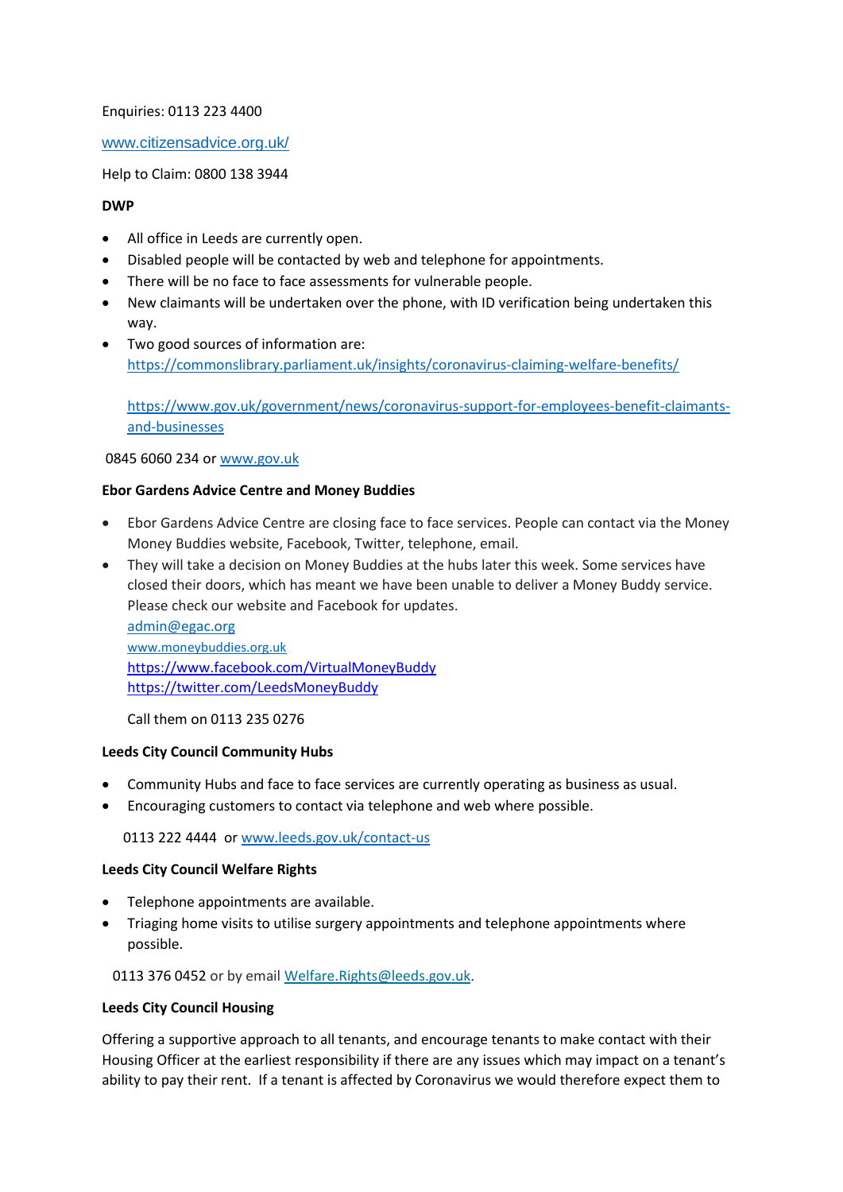Enquiries: 0113 223 4400

www.citizensadvice.org.uk/

Help to Claim: 0800 138 3944

**DWP**

- All office in Leeds are currently open.
- Disabled people will be contacted by web and telephone for appointments.
- There will be no face to face assessments for vulnerable people.
- New claimants will be undertaken over the phone, with ID verification being undertaken this way.
- Two good sources of information are:
  https://commonslibrary.parliament.uk/insights/coronavirus-claiming-welfare-benefits/

  https://www.gov.uk/government/news/coronavirus-support-for-employees-benefit-claimants-and-businesses

0845 6060 234 or www.gov.uk

**Ebor Gardens Advice Centre and Money Buddies**

- Ebor Gardens Advice Centre are closing face to face services. People can contact via the Money Money Buddies website, Facebook, Twitter, telephone, email.
- They will take a decision on Money Buddies at the hubs later this week. Some services have closed their doors, which has meant we have been unable to deliver a Money Buddy service. Please check our website and Facebook for updates.
  admin@egac.org
  www.moneybuddies.org.uk
  https://www.facebook.com/VirtualMoneyBuddy
  https://twitter.com/LeedsMoneyBuddy

  Call them on 0113 235 0276

**Leeds City Council Community Hubs**

- Community Hubs and face to face services are currently operating as business as usual.
- Encouraging customers to contact via telephone and web where possible.

0113 222 4444 or www.leeds.gov.uk/contact-us

**Leeds City Council Welfare Rights**

- Telephone appointments are available.
- Triaging home visits to utilise surgery appointments and telephone appointments where possible.

0113 376 0452 or by email Welfare.Rights@leeds.gov.uk.

**Leeds City Council Housing**

Offering a supportive approach to all tenants, and encourage tenants to make contact with their Housing Officer at the earliest responsibility if there are any issues which may impact on a tenant's ability to pay their rent. If a tenant is affected by Coronavirus we would therefore expect them to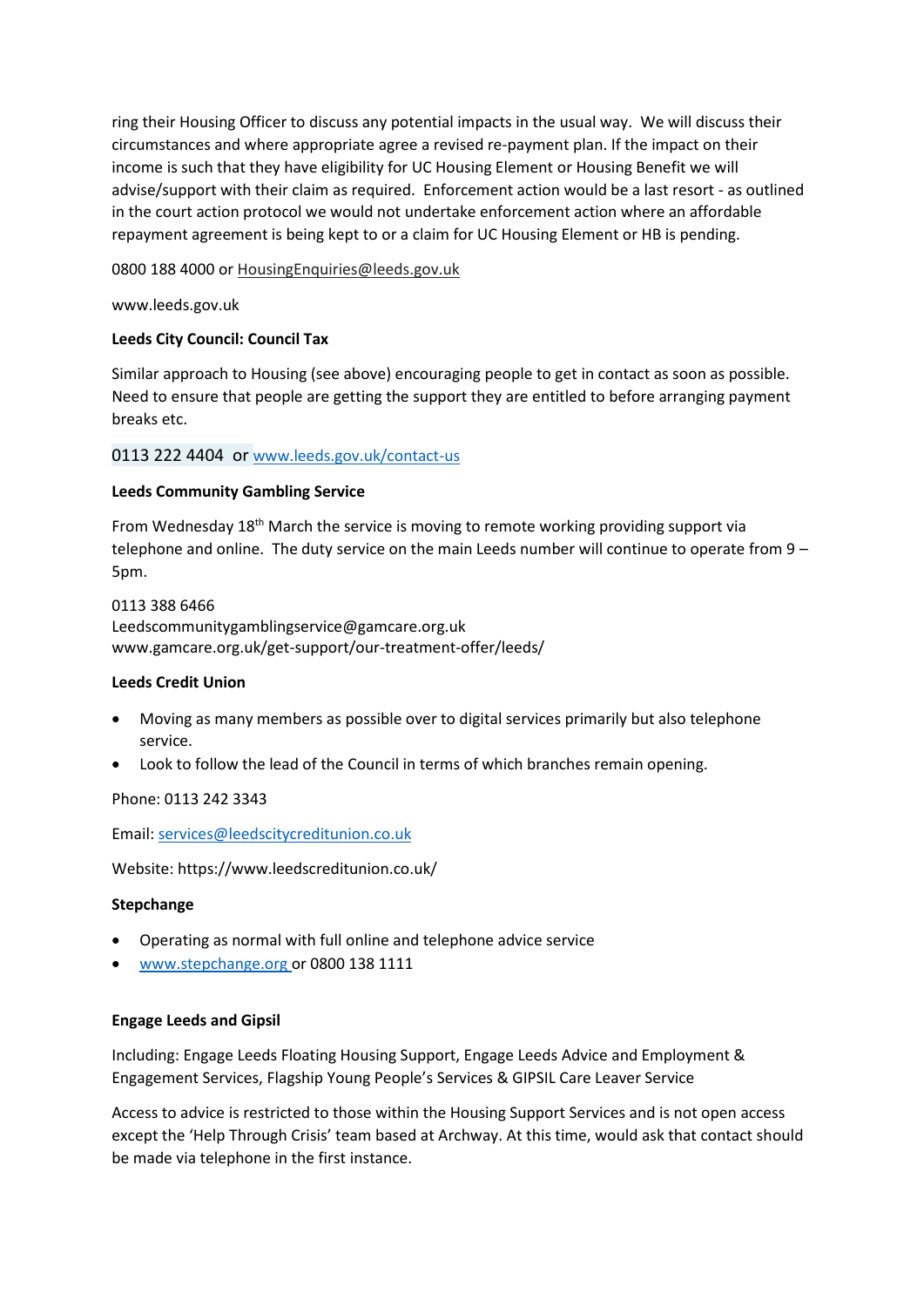ring their Housing Officer to discuss any potential impacts in the usual way. We will discuss their circumstances and where appropriate agree a revised re-payment plan. If the impact on their income is such that they have eligibility for UC Housing Element or Housing Benefit we will advise/support with their claim as required. Enforcement action would be a last resort - as outlined in the court action protocol we would not undertake enforcement action where an affordable repayment agreement is being kept to or a claim for UC Housing Element or HB is pending.

0800 188 4000 or HousingEnquiries@leeds.gov.uk

www.leeds.gov.uk

**Leeds City Council: Council Tax**

Similar approach to Housing (see above) encouraging people to get in contact as soon as possible. Need to ensure that people are getting the support they are entitled to before arranging payment breaks etc.

0113 222 4404 or www.leeds.gov.uk/contact-us

**Leeds Community Gambling Service**

From Wednesday 18th March the service is moving to remote working providing support via telephone and online. The duty service on the main Leeds number will continue to operate from 9 – 5pm.

0113 388 6466
Leedscommunitygamblingservice@gamcare.org.uk
www.gamcare.org.uk/get-support/our-treatment-offer/leeds/

**Leeds Credit Union**

- Moving as many members as possible over to digital services primarily but also telephone service.
- Look to follow the lead of the Council in terms of which branches remain opening.

Phone: 0113 242 3343

Email: services@leedscitycreditunion.co.uk

Website: https://www.leedscreditunion.co.uk/

**Stepchange**

- Operating as normal with full online and telephone advice service
- www.stepchange.org or 0800 138 1111

**Engage Leeds and Gipsil**

Including: Engage Leeds Floating Housing Support, Engage Leeds Advice and Employment & Engagement Services, Flagship Young People's Services & GIPSIL Care Leaver Service

Access to advice is restricted to those within the Housing Support Services and is not open access except the 'Help Through Crisis' team based at Archway. At this time, would ask that contact should be made via telephone in the first instance.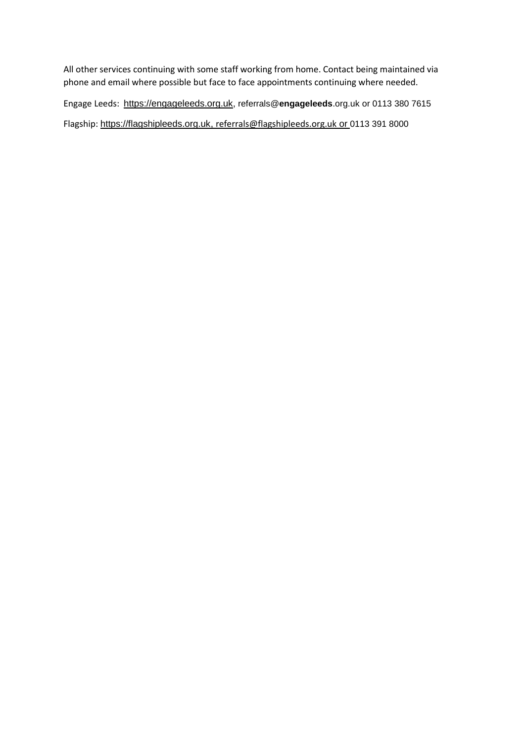All other services continuing with some staff working from home. Contact being maintained via phone and email where possible but face to face appointments continuing where needed.

Engage Leeds: https://engageleeds.org.uk, referrals@**engageleeds**.org.uk or 0113 380 7615

Flagship: https://flagshipleeds.org.uk, referrals@flagshipleeds.org.uk or 0113 391 8000